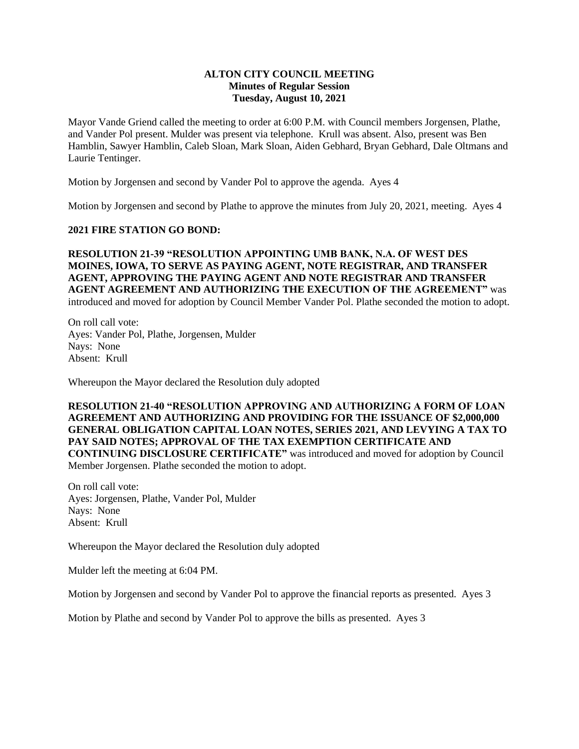# ALTON CITY COUNCIL MEETING
## Minutes of Regular Session
### Tuesday, August 10, 2021

Mayor Vande Griend called the meeting to order at 6:00 P.M. with Council members Jorgensen, Plathe, and Vander Pol present. Mulder was present via telephone. Krull was absent. Also, present was Ben Hamblin, Sawyer Hamblin, Caleb Sloan, Mark Sloan, Aiden Gebhard, Bryan Gebhard, Dale Oltmans and Laurie Tentinger.

Motion by Jorgensen and second by Vander Pol to approve the agenda. Ayes 4

Motion by Jorgensen and second by Plathe to approve the minutes from July 20, 2021, meeting. Ayes 4

**2021 FIRE STATION GO BOND:**

**RESOLUTION 21-39 "RESOLUTION APPOINTING UMB BANK, N.A. OF WEST DES MOINES, IOWA, TO SERVE AS PAYING AGENT, NOTE REGISTRAR, AND TRANSFER AGENT, APPROVING THE PAYING AGENT AND NOTE REGISTRAR AND TRANSFER AGENT AGREEMENT AND AUTHORIZING THE EXECUTION OF THE AGREEMENT"** was introduced and moved for adoption by Council Member Vander Pol. Plathe seconded the motion to adopt.

On roll call vote:
Ayes: Vander Pol, Plathe, Jorgensen, Mulder
Nays: None
Absent: Krull

Whereupon the Mayor declared the Resolution duly adopted

**RESOLUTION 21-40 "RESOLUTION APPROVING AND AUTHORIZING A FORM OF LOAN AGREEMENT AND AUTHORIZING AND PROVIDING FOR THE ISSUANCE OF $2,000,000 GENERAL OBLIGATION CAPITAL LOAN NOTES, SERIES 2021, AND LEVYING A TAX TO PAY SAID NOTES; APPROVAL OF THE TAX EXEMPTION CERTIFICATE AND CONTINUING DISCLOSURE CERTIFICATE"** was introduced and moved for adoption by Council Member Jorgensen. Plathe seconded the motion to adopt.

On roll call vote:
Ayes: Jorgensen, Plathe, Vander Pol, Mulder
Nays: None
Absent: Krull

Whereupon the Mayor declared the Resolution duly adopted

Mulder left the meeting at 6:04 PM.

Motion by Jorgensen and second by Vander Pol to approve the financial reports as presented. Ayes 3

Motion by Plathe and second by Vander Pol to approve the bills as presented. Ayes 3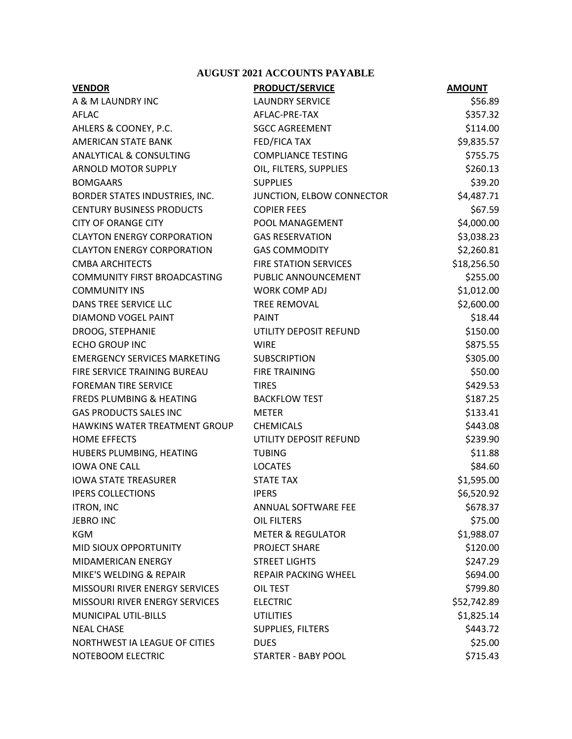## AUGUST 2021 ACCOUNTS PAYABLE

| VENDOR | PRODUCT/SERVICE | AMOUNT |
|---|---|---|
| A & M LAUNDRY INC | LAUNDRY SERVICE | $56.89 |
| AFLAC | AFLAC-PRE-TAX | $357.32 |
| AHLERS & COONEY, P.C. | SGCC AGREEMENT | $114.00 |
| AMERICAN STATE BANK | FED/FICA TAX | $9,835.57 |
| ANALYTICAL & CONSULTING | COMPLIANCE TESTING | $755.75 |
| ARNOLD MOTOR SUPPLY | OIL, FILTERS, SUPPLIES | $260.13 |
| BOMGAARS | SUPPLIES | $39.20 |
| BORDER STATES INDUSTRIES, INC. | JUNCTION, ELBOW CONNECTOR | $4,487.71 |
| CENTURY BUSINESS PRODUCTS | COPIER FEES | $67.59 |
| CITY OF ORANGE CITY | POOL MANAGEMENT | $4,000.00 |
| CLAYTON ENERGY CORPORATION | GAS RESERVATION | $3,038.23 |
| CLAYTON ENERGY CORPORATION | GAS COMMODITY | $2,260.81 |
| CMBA ARCHITECTS | FIRE STATION SERVICES | $18,256.50 |
| COMMUNITY FIRST BROADCASTING | PUBLIC ANNOUNCEMENT | $255.00 |
| COMMUNITY INS | WORK COMP ADJ | $1,012.00 |
| DANS TREE SERVICE LLC | TREE REMOVAL | $2,600.00 |
| DIAMOND VOGEL PAINT | PAINT | $18.44 |
| DROOG, STEPHANIE | UTILITY DEPOSIT REFUND | $150.00 |
| ECHO GROUP INC | WIRE | $875.55 |
| EMERGENCY SERVICES MARKETING | SUBSCRIPTION | $305.00 |
| FIRE SERVICE TRAINING BUREAU | FIRE TRAINING | $50.00 |
| FOREMAN TIRE SERVICE | TIRES | $429.53 |
| FREDS PLUMBING & HEATING | BACKFLOW TEST | $187.25 |
| GAS PRODUCTS SALES INC | METER | $133.41 |
| HAWKINS WATER TREATMENT GROUP | CHEMICALS | $443.08 |
| HOME EFFECTS | UTILITY DEPOSIT REFUND | $239.90 |
| HUBERS PLUMBING, HEATING | TUBING | $11.88 |
| IOWA ONE CALL | LOCATES | $84.60 |
| IOWA STATE TREASURER | STATE TAX | $1,595.00 |
| IPERS COLLECTIONS | IPERS | $6,520.92 |
| ITRON, INC | ANNUAL SOFTWARE FEE | $678.37 |
| JEBRO INC | OIL FILTERS | $75.00 |
| KGM | METER & REGULATOR | $1,988.07 |
| MID SIOUX OPPORTUNITY | PROJECT SHARE | $120.00 |
| MIDAMERICAN ENERGY | STREET LIGHTS | $247.29 |
| MIKE'S WELDING & REPAIR | REPAIR PACKING WHEEL | $694.00 |
| MISSOURI RIVER ENERGY SERVICES | OIL TEST | $799.80 |
| MISSOURI RIVER ENERGY SERVICES | ELECTRIC | $52,742.89 |
| MUNICIPAL UTIL-BILLS | UTILITIES | $1,825.14 |
| NEAL CHASE | SUPPLIES, FILTERS | $443.72 |
| NORTHWEST IA LEAGUE OF CITIES | DUES | $25.00 |
| NOTEBOOM ELECTRIC | STARTER - BABY POOL | $715.43 |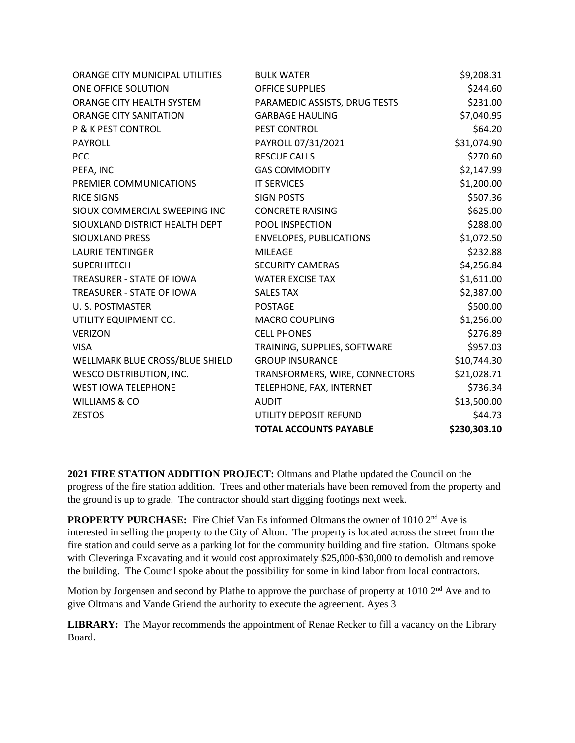| | | |
|---|---|---|
| ORANGE CITY MUNICIPAL UTILITIES | BULK WATER | $9,208.31 |
| ONE OFFICE SOLUTION | OFFICE SUPPLIES | $244.60 |
| ORANGE CITY HEALTH SYSTEM | PARAMEDIC ASSISTS, DRUG TESTS | $231.00 |
| ORANGE CITY SANITATION | GARBAGE HAULING | $7,040.95 |
| P & K PEST CONTROL | PEST CONTROL | $64.20 |
| PAYROLL | PAYROLL 07/31/2021 | $31,074.90 |
| PCC | RESCUE CALLS | $270.60 |
| PEFA, INC | GAS COMMODITY | $2,147.99 |
| PREMIER COMMUNICATIONS | IT SERVICES | $1,200.00 |
| RICE SIGNS | SIGN POSTS | $507.36 |
| SIOUX COMMERCIAL SWEEPING INC | CONCRETE RAISING | $625.00 |
| SIOUXLAND DISTRICT HEALTH DEPT | POOL INSPECTION | $288.00 |
| SIOUXLAND PRESS | ENVELOPES, PUBLICATIONS | $1,072.50 |
| LAURIE TENTINGER | MILEAGE | $232.88 |
| SUPERHITECH | SECURITY CAMERAS | $4,256.84 |
| TREASURER - STATE OF IOWA | WATER EXCISE TAX | $1,611.00 |
| TREASURER - STATE OF IOWA | SALES TAX | $2,387.00 |
| U. S. POSTMASTER | POSTAGE | $500.00 |
| UTILITY EQUIPMENT CO. | MACRO COUPLING | $1,256.00 |
| VERIZON | CELL PHONES | $276.89 |
| VISA | TRAINING, SUPPLIES, SOFTWARE | $957.03 |
| WELLMARK BLUE CROSS/BLUE SHIELD | GROUP INSURANCE | $10,744.30 |
| WESCO DISTRIBUTION, INC. | TRANSFORMERS, WIRE, CONNECTORS | $21,028.71 |
| WEST IOWA TELEPHONE | TELEPHONE, FAX, INTERNET | $736.34 |
| WILLIAMS & CO | AUDIT | $13,500.00 |
| ZESTOS | UTILITY DEPOSIT REFUND | $44.73 |
| | **TOTAL ACCOUNTS PAYABLE** | **$230,303.10** |

**2021 FIRE STATION ADDITION PROJECT:** Oltmans and Plathe updated the Council on the progress of the fire station addition. Trees and other materials have been removed from the property and the ground is up to grade. The contractor should start digging footings next week.

**PROPERTY PURCHASE:** Fire Chief Van Es informed Oltmans the owner of 1010 2nd Ave is interested in selling the property to the City of Alton. The property is located across the street from the fire station and could serve as a parking lot for the community building and fire station. Oltmans spoke with Cleveringa Excavating and it would cost approximately $25,000-$30,000 to demolish and remove the building. The Council spoke about the possibility for some in kind labor from local contractors.

Motion by Jorgensen and second by Plathe to approve the purchase of property at 1010 2nd Ave and to give Oltmans and Vande Griend the authority to execute the agreement. Ayes 3

**LIBRARY:** The Mayor recommends the appointment of Renae Recker to fill a vacancy on the Library Board.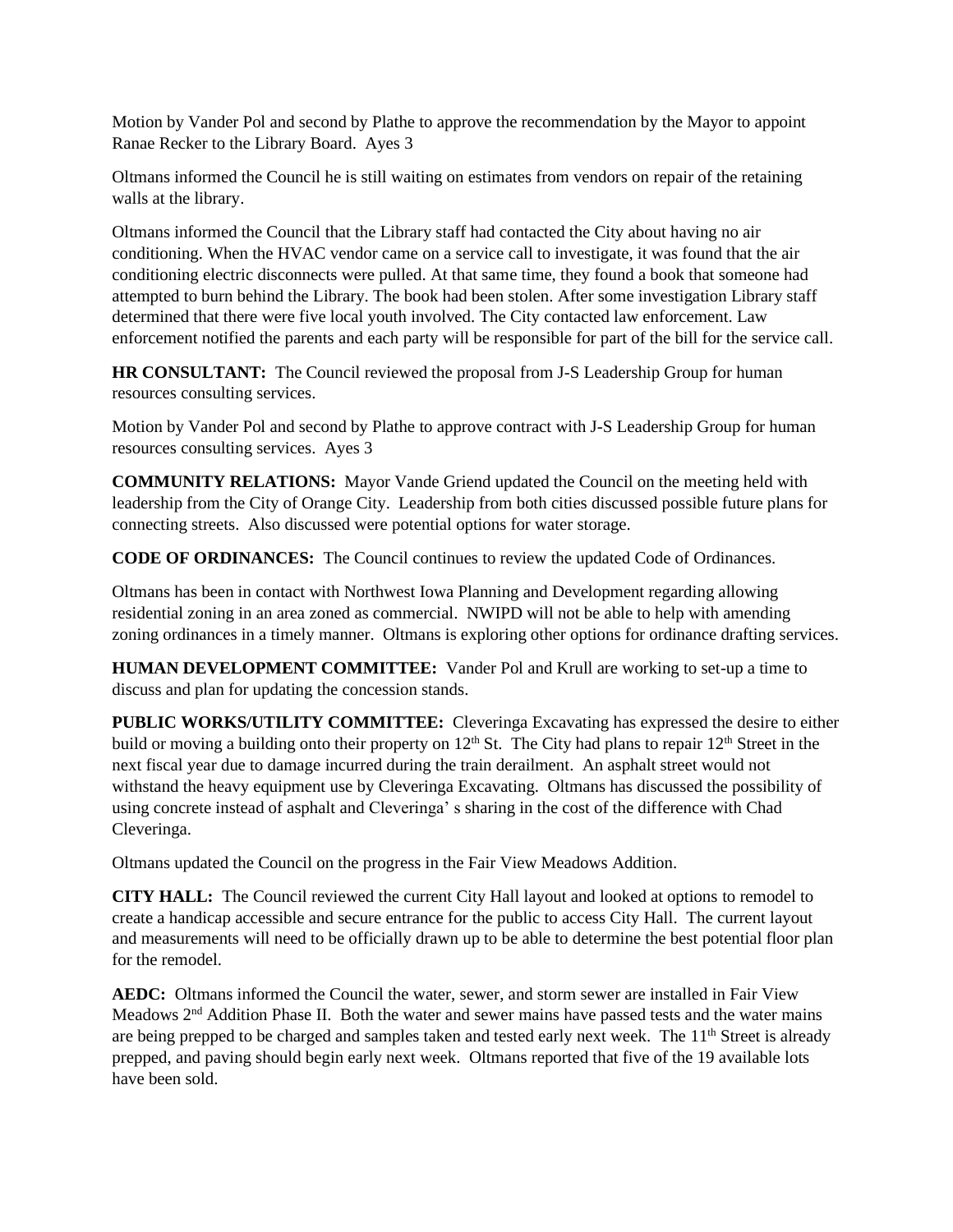Motion by Vander Pol and second by Plathe to approve the recommendation by the Mayor to appoint Ranae Recker to the Library Board. Ayes 3

Oltmans informed the Council he is still waiting on estimates from vendors on repair of the retaining walls at the library.

Oltmans informed the Council that the Library staff had contacted the City about having no air conditioning. When the HVAC vendor came on a service call to investigate, it was found that the air conditioning electric disconnects were pulled. At that same time, they found a book that someone had attempted to burn behind the Library. The book had been stolen. After some investigation Library staff determined that there were five local youth involved. The City contacted law enforcement. Law enforcement notified the parents and each party will be responsible for part of the bill for the service call.

**HR CONSULTANT:** The Council reviewed the proposal from J-S Leadership Group for human resources consulting services.

Motion by Vander Pol and second by Plathe to approve contract with J-S Leadership Group for human resources consulting services. Ayes 3

**COMMUNITY RELATIONS:** Mayor Vande Griend updated the Council on the meeting held with leadership from the City of Orange City. Leadership from both cities discussed possible future plans for connecting streets. Also discussed were potential options for water storage.

**CODE OF ORDINANCES:** The Council continues to review the updated Code of Ordinances.

Oltmans has been in contact with Northwest Iowa Planning and Development regarding allowing residential zoning in an area zoned as commercial. NWIPD will not be able to help with amending zoning ordinances in a timely manner. Oltmans is exploring other options for ordinance drafting services.

**HUMAN DEVELOPMENT COMMITTEE:** Vander Pol and Krull are working to set-up a time to discuss and plan for updating the concession stands.

**PUBLIC WORKS/UTILITY COMMITTEE:** Cleveringa Excavating has expressed the desire to either build or moving a building onto their property on 12th St. The City had plans to repair 12th Street in the next fiscal year due to damage incurred during the train derailment. An asphalt street would not withstand the heavy equipment use by Cleveringa Excavating. Oltmans has discussed the possibility of using concrete instead of asphalt and Cleveringa' s sharing in the cost of the difference with Chad Cleveringa.

Oltmans updated the Council on the progress in the Fair View Meadows Addition.

**CITY HALL:** The Council reviewed the current City Hall layout and looked at options to remodel to create a handicap accessible and secure entrance for the public to access City Hall. The current layout and measurements will need to be officially drawn up to be able to determine the best potential floor plan for the remodel.

**AEDC:** Oltmans informed the Council the water, sewer, and storm sewer are installed in Fair View Meadows 2nd Addition Phase II. Both the water and sewer mains have passed tests and the water mains are being prepped to be charged and samples taken and tested early next week. The 11th Street is already prepped, and paving should begin early next week. Oltmans reported that five of the 19 available lots have been sold.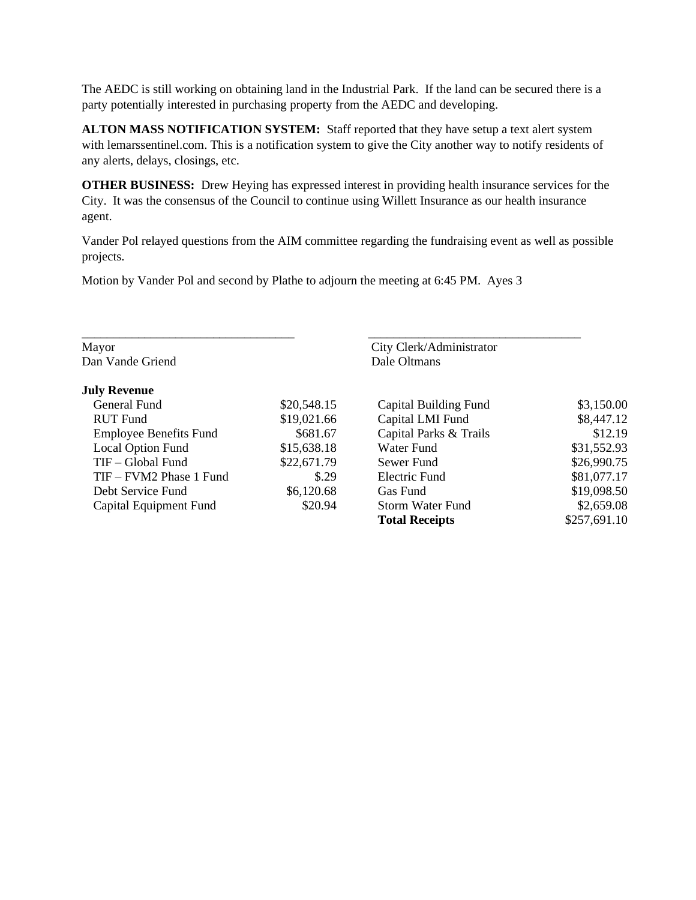The AEDC is still working on obtaining land in the Industrial Park. If the land can be secured there is a party potentially interested in purchasing property from the AEDC and developing.

**ALTON MASS NOTIFICATION SYSTEM:** Staff reported that they have setup a text alert system with lemarssentinel.com. This is a notification system to give the City another way to notify residents of any alerts, delays, closings, etc.

**OTHER BUSINESS:** Drew Heying has expressed interest in providing health insurance services for the City. It was the consensus of the Council to continue using Willett Insurance as our health insurance agent.

Vander Pol relayed questions from the AIM committee regarding the fundraising event as well as possible projects.

Motion by Vander Pol and second by Plathe to adjourn the meeting at 6:45 PM. Ayes 3

\_\_\_\_\_\_\_\_\_\_\_\_\_\_\_\_\_\_\_\_\_\_\_\_\_\_\_\_\_\_\_\_\_\_\_
Mayor
Dan Vande Griend

\_\_\_\_\_\_\_\_\_\_\_\_\_\_\_\_\_\_\_\_\_\_\_\_\_\_\_\_\_\_\_\_\_\_\_
City Clerk/Administrator
Dale Oltmans

**July Revenue**

| | | | |
|---|---|---|---|
| General Fund | $20,548.15 | Capital Building Fund | $3,150.00 |
| RUT Fund | $19,021.66 | Capital LMI Fund | $8,447.12 |
| Employee Benefits Fund | $681.67 | Capital Parks & Trails | $12.19 |
| Local Option Fund | $15,638.18 | Water Fund | $31,552.93 |
| TIF – Global Fund | $22,671.79 | Sewer Fund | $26,990.75 |
| TIF – FVM2 Phase 1 Fund | $.29 | Electric Fund | $81,077.17 |
| Debt Service Fund | $6,120.68 | Gas Fund | $19,098.50 |
| Capital Equipment Fund | $20.94 | Storm Water Fund | $2,659.08 |
| | | **Total Receipts** | $257,691.10 |